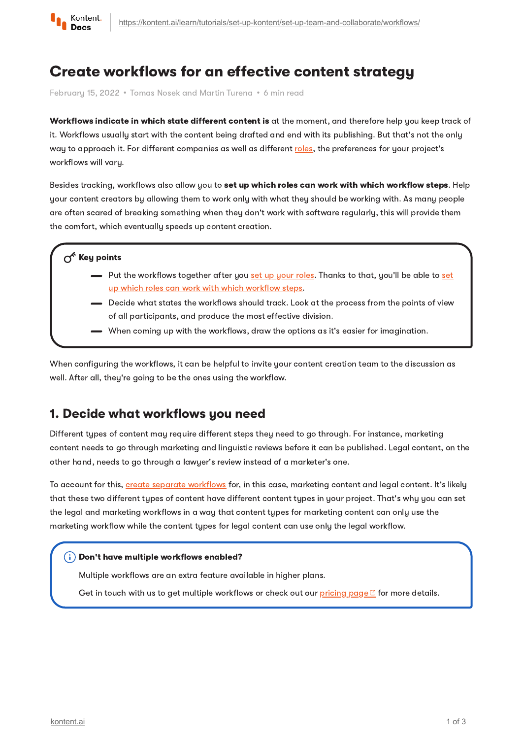# Create workflows for an effective content strategy

February 15, 2022 • Tomas Nosek and Martin Turena • 6 min read

**Workflows indicate in which state different content is** at the moment, and therefore help you keep track of it. Workflows usually start with the content being drafted and end with its publishing. But that's not the only way to approach it. For different companies as well as different roles, the preferences for your project's workflows will vary.

Besides tracking, workflows also allow you to **set up which roles can work with which workflow steps**. Help your content creators by allowing them to work only with what they should be working with. As many people are often scared of breaking something when they don't work with software regularly, this will provide them the comfort, which eventually speeds up content creation.

> **Key points**
>
> - Put the workflows together after you set up your roles. Thanks to that, you'll be able to set up which roles can work with which workflow steps.
> - Decide what states the workflows should track. Look at the process from the points of view of all participants, and produce the most effective division.
> - When coming up with the workflows, draw the options as it's easier for imagination.

When configuring the workflows, it can be helpful to invite your content creation team to the discussion as well. After all, they're going to be the ones using the workflow.

## 1. Decide what workflows you need

Different types of content may require different steps they need to go through. For instance, marketing content needs to go through marketing and linguistic reviews before it can be published. Legal content, on the other hand, needs to go through a lawyer's review instead of a marketer's one.

To account for this, create separate workflows for, in this case, marketing content and legal content. It's likely that these two different types of content have different content types in your project. That's why you can set the legal and marketing workflows in a way that content types for marketing content can only use the marketing workflow while the content types for legal content can use only the legal workflow.

> **Don't have multiple workflows enabled?**
>
> Multiple workflows are an extra feature available in higher plans.
>
> Get in touch with us to get multiple workflows or check out our pricing page for more details.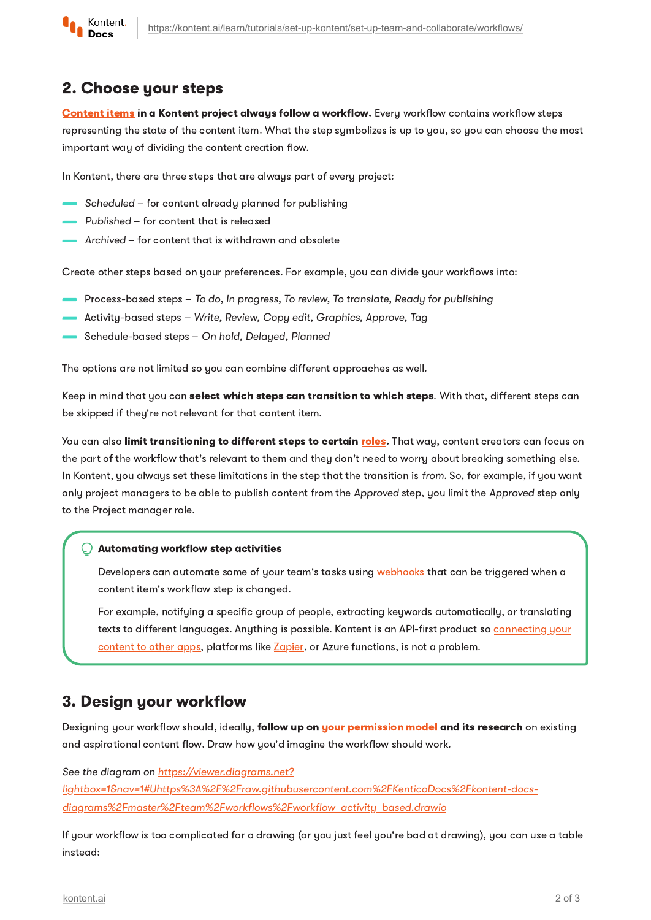## 2. Choose your steps

**Content items in a Kontent project always follow a workflow.** Every workflow contains workflow steps representing the state of the content item. What the step symbolizes is up to you, so you can choose the most important way of dividing the content creation flow.

In Kontent, there are three steps that are always part of every project:

- *Scheduled* – for content already planned for publishing
- *Published* – for content that is released
- *Archived* – for content that is withdrawn and obsolete

Create other steps based on your preferences. For example, you can divide your workflows into:

- Process-based steps – *To do*, *In progress*, *To review*, *To translate*, *Ready for publishing*
- Activity-based steps – *Write*, *Review*, *Copy edit*, *Graphics*, *Approve*, *Tag*
- Schedule-based steps – *On hold*, *Delayed*, *Planned*

The options are not limited so you can combine different approaches as well.

Keep in mind that you can **select which steps can transition to which steps**. With that, different steps can be skipped if they're not relevant for that content item.

You can also **limit transitioning to different steps to certain roles.** That way, content creators can focus on the part of the workflow that's relevant to them and they don't need to worry about breaking something else. In Kontent, you always set these limitations in the step that the transition is *from*. So, for example, if you want only project managers to be able to publish content from the *Approved* step, you limit the *Approved* step only to the Project manager role.

> **Automating workflow step activities**
>
> Developers can automate some of your team's tasks using webhooks that can be triggered when a content item's workflow step is changed.
>
> For example, notifying a specific group of people, extracting keywords automatically, or translating texts to different languages. Anything is possible. Kontent is an API-first product so connecting your content to other apps, platforms like Zapier, or Azure functions, is not a problem.

## 3. Design your workflow

Designing your workflow should, ideally, **follow up on your permission model and its research** on existing and aspirational content flow. Draw how you'd imagine the workflow should work.

*See the diagram on https://viewer.diagrams.net?lightbox=1&nav=1#Uhttps%3A%2F%2Fraw.githubusercontent.com%2FKenticoDocs%2Fkontent-docs-diagrams%2Fmaster%2Fteam%2Fworkflows%2Fworkflow_activity_based.drawio*

If your workflow is too complicated for a drawing (or you just feel you're bad at drawing), you can use a table instead: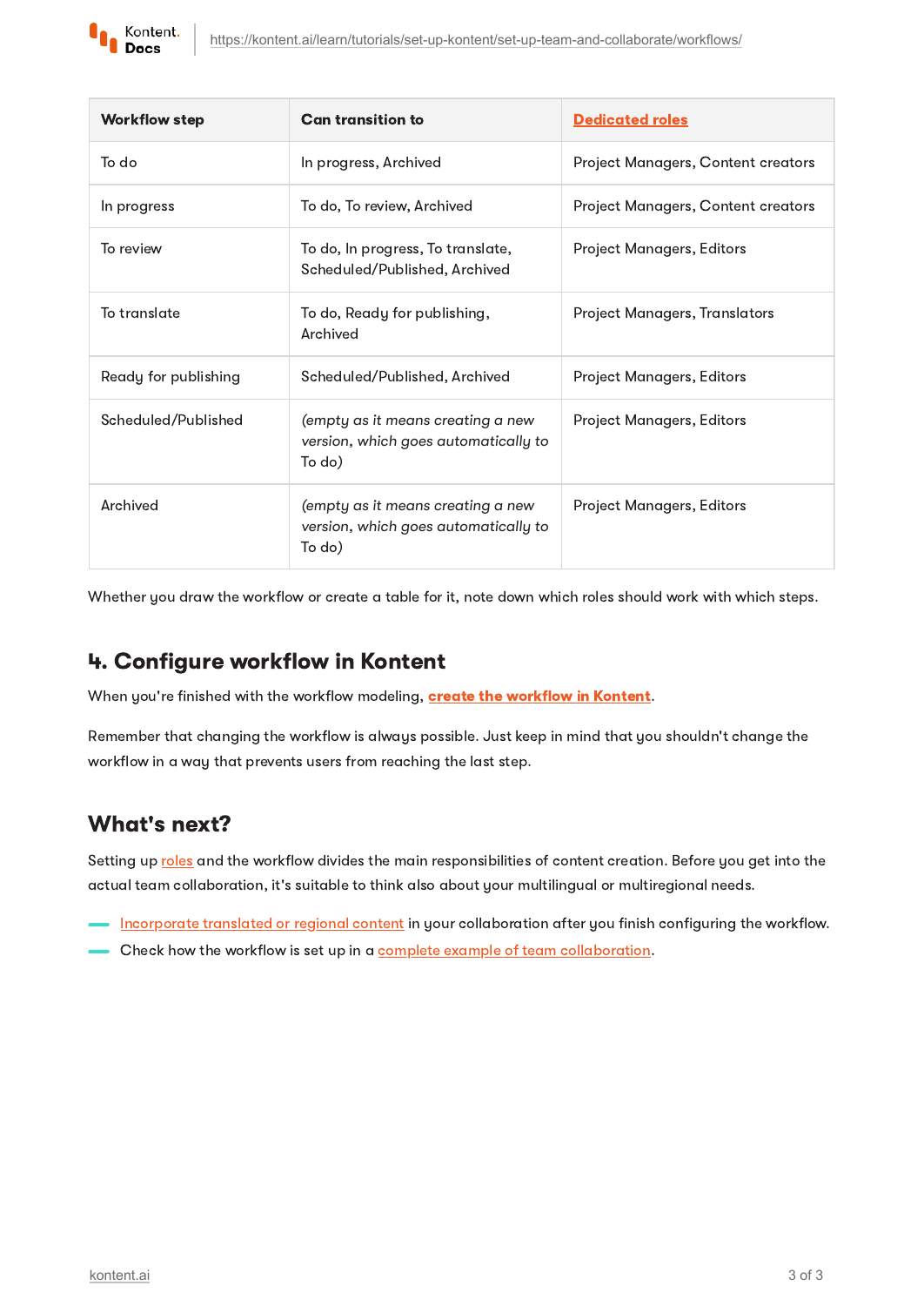| Workflow step | Can transition to | Dedicated roles |
| --- | --- | --- |
| To do | In progress, Archived | Project Managers, Content creators |
| In progress | To do, To review, Archived | Project Managers, Content creators |
| To review | To do, In progress, To translate, Scheduled/Published, Archived | Project Managers, Editors |
| To translate | To do, Ready for publishing, Archived | Project Managers, Translators |
| Ready for publishing | Scheduled/Published, Archived | Project Managers, Editors |
| Scheduled/Published | *(empty as it means creating a new version, which goes automatically to To do)* | Project Managers, Editors |
| Archived | *(empty as it means creating a new version, which goes automatically to To do)* | Project Managers, Editors |

Whether you draw the workflow or create a table for it, note down which roles should work with which steps.

## 4. Configure workflow in Kontent

When you're finished with the workflow modeling, **create the workflow in Kontent**.

Remember that changing the workflow is always possible. Just keep in mind that you shouldn't change the workflow in a way that prevents users from reaching the last step.

## What's next?

Setting up roles and the workflow divides the main responsibilities of content creation. Before you get into the actual team collaboration, it's suitable to think also about your multilingual or multiregional needs.

- Incorporate translated or regional content in your collaboration after you finish configuring the workflow.
- Check how the workflow is set up in a complete example of team collaboration.